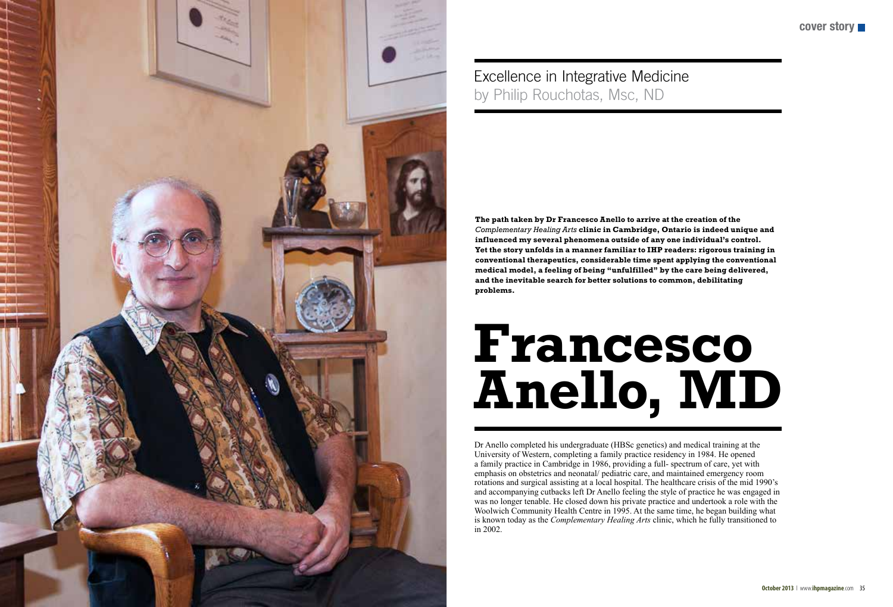# Francesco Anello, MD

## Excellence in Integrative Medicine

by Philip Rouchotas, Msc, ND

**The path taken by Dr Francesco Anello to arrive at the creation of the *Complementary Healing Arts* clinic in Cambridge, Ontario is indeed unique and influenced my several phenomena outside of any one individual's control. Yet the story unfolds in a manner familiar to IHP readers: rigorous training in conventional therapeutics, considerable time spent applying the conventional medical model, a feeling of being "unfulfilled" by the care being delivered, and the inevitable search for better solutions to common, debilitating problems.**

Dr Anello completed his undergraduate (HBSc genetics) and medical training at the University of Western, completing a family practice residency in 1984. He opened a family practice in Cambridge in 1986, providing a full- spectrum of care, yet with emphasis on obstetrics and neonatal/ pediatric care, and maintained emergency room rotations and surgical assisting at a local hospital. The healthcare crisis of the mid 1990's and accompanying cutbacks left Dr Anello feeling the style of practice he was engaged in was no longer tenable. He closed down his private practice and undertook a role with the Woolwich Community Health Centre in 1995. At the same time, he began building what is known today as the *Complementary Healing Arts* clinic, which he fully transitioned to in 2002.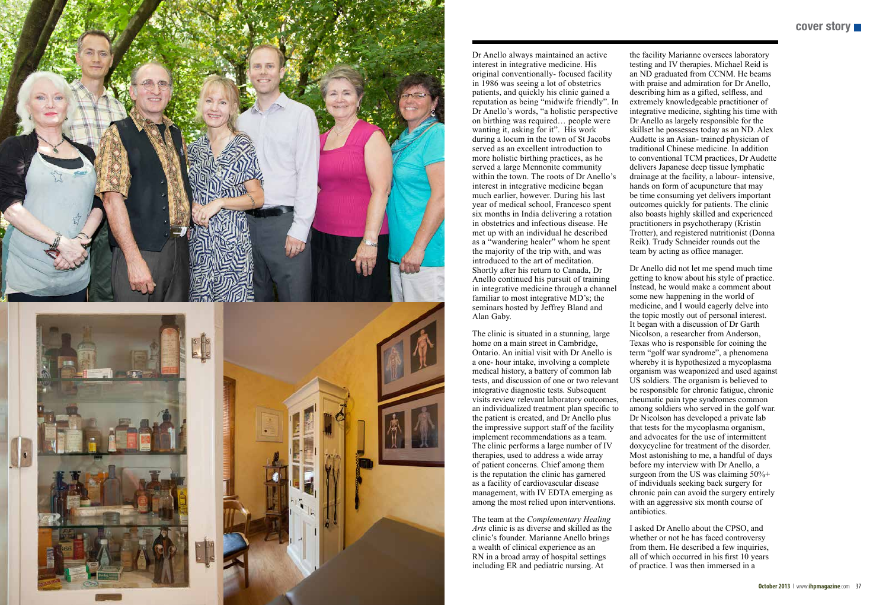Dr Anello always maintained an active interest in integrative medicine. His original conventionally- focused facility in 1986 was seeing a lot of obstetrics patients, and quickly his clinic gained a reputation as being "midwife friendly". In Dr Anello's words, "a holistic perspective on birthing was required… people were wanting it, asking for it". His work during a locum in the town of St Jacobs served as an excellent introduction to more holistic birthing practices, as he served a large Mennonite community within the town. The roots of Dr Anello's interest in integrative medicine began much earlier, however. During his last year of medical school, Francesco spent six months in India delivering a rotation in obstetrics and infectious disease. He met up with an individual he described as a "wandering healer" whom he spent the majority of the trip with, and was introduced to the art of meditation. Shortly after his return to Canada, Dr Anello continued his pursuit of training in integrative medicine through a channel familiar to most integrative MD's; the seminars hosted by Jeffrey Bland and Alan Gaby.

The clinic is situated in a stunning, large home on a main street in Cambridge, Ontario. An initial visit with Dr Anello is a one- hour intake, involving a complete medical history, a battery of common lab tests, and discussion of one or two relevant integrative diagnostic tests. Subsequent visits review relevant laboratory outcomes, an individualized treatment plan specific to the patient is created, and Dr Anello plus the impressive support staff of the facility implement recommendations as a team. The clinic performs a large number of IV therapies, used to address a wide array of patient concerns. Chief among them is the reputation the clinic has garnered as a facility of cardiovascular disease management, with IV EDTA emerging as among the most relied upon interventions.

The team at the *Complementary Healing Arts* clinic is as diverse and skilled as the clinic's founder. Marianne Anello brings a wealth of clinical experience as an RN in a broad array of hospital settings including ER and pediatric nursing. At the facility Marianne oversees laboratory testing and IV therapies. Michael Reid is an ND graduated from CCNM. He beams with praise and admiration for Dr Anello, describing him as a gifted, selfless, and extremely knowledgeable practitioner of integrative medicine, sighting his time with Dr Anello as largely responsible for the skillset he possesses today as an ND. Alex Audette is an Asian- trained physician of traditional Chinese medicine. In addition to conventional TCM practices, Dr Audette delivers Japanese deep tissue lymphatic drainage at the facility, a labour- intensive, hands on form of acupuncture that may be time consuming yet delivers important outcomes quickly for patients. The clinic also boasts highly skilled and experienced practitioners in psychotherapy (Kristin Trotter), and registered nutritionist (Donna Reik). Trudy Schneider rounds out the team by acting as office manager.

Dr Anello did not let me spend much time getting to know about his style of practice. Instead, he would make a comment about some new happening in the world of medicine, and I would eagerly delve into the topic mostly out of personal interest. It began with a discussion of Dr Garth Nicolson, a researcher from Anderson, Texas who is responsible for coining the term "golf war syndrome", a phenomena whereby it is hypothesized a mycoplasma organism was weaponized and used against US soldiers. The organism is believed to be responsible for chronic fatigue, chronic rheumatic pain type syndromes common among soldiers who served in the golf war. Dr Nicolson has developed a private lab that tests for the mycoplasma organism, and advocates for the use of intermittent doxycycline for treatment of the disorder. Most astonishing to me, a handful of days before my interview with Dr Anello, a surgeon from the US was claiming 50%+ of individuals seeking back surgery for chronic pain can avoid the surgery entirely with an aggressive six month course of antibiotics.

I asked Dr Anello about the CPSO, and whether or not he has faced controversy from them. He described a few inquiries, all of which occurred in his first 10 years of practice. I was then immersed in a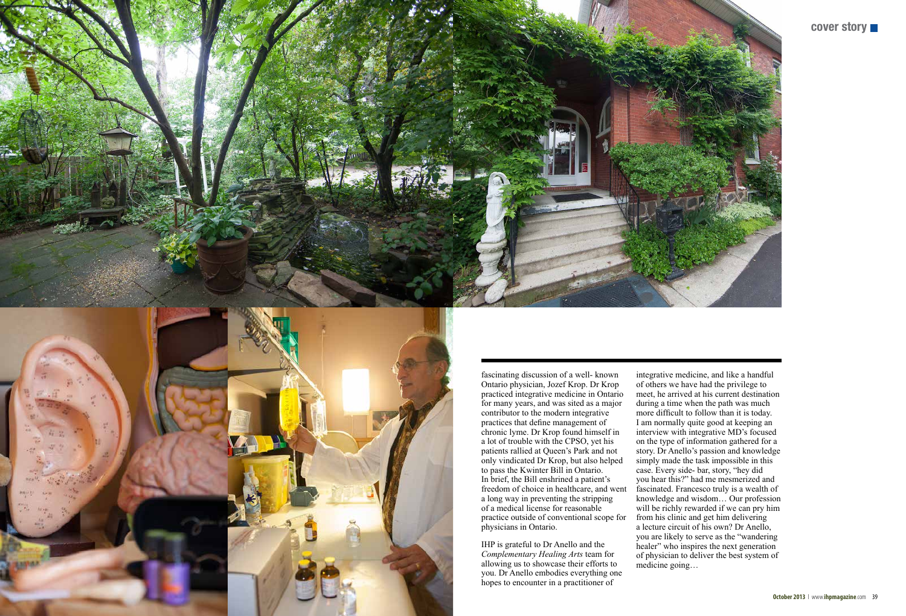fascinating discussion of a well- known Ontario physician, Jozef Krop. Dr Krop practiced integrative medicine in Ontario for many years, and was sited as a major contributor to the modern integrative practices that define management of chronic lyme. Dr Krop found himself in a lot of trouble with the CPSO, yet his patients rallied at Queen's Park and not only vindicated Dr Krop, but also helped to pass the Kwinter Bill in Ontario. In brief, the Bill enshrined a patient's freedom of choice in healthcare, and went a long way in preventing the stripping of a medical license for reasonable practice outside of conventional scope for physicians in Ontario.

IHP is grateful to Dr Anello and the *Complementary Healing Arts* team for allowing us to showcase their efforts to you. Dr Anello embodies everything one hopes to encounter in a practitioner of integrative medicine, and like a handful of others we have had the privilege to meet, he arrived at his current destination during a time when the path was much more difficult to follow than it is today. I am normally quite good at keeping an interview with integrative MD's focused on the type of information gathered for a story. Dr Anello's passion and knowledge simply made the task impossible in this case. Every side- bar, story, "hey did you hear this?" had me mesmerized and fascinated. Francesco truly is a wealth of knowledge and wisdom… Our profession will be richly rewarded if we can pry him from his clinic and get him delivering a lecture circuit of his own? Dr Anello, you are likely to serve as the "wandering healer" who inspires the next generation of physician to deliver the best system of medicine going…